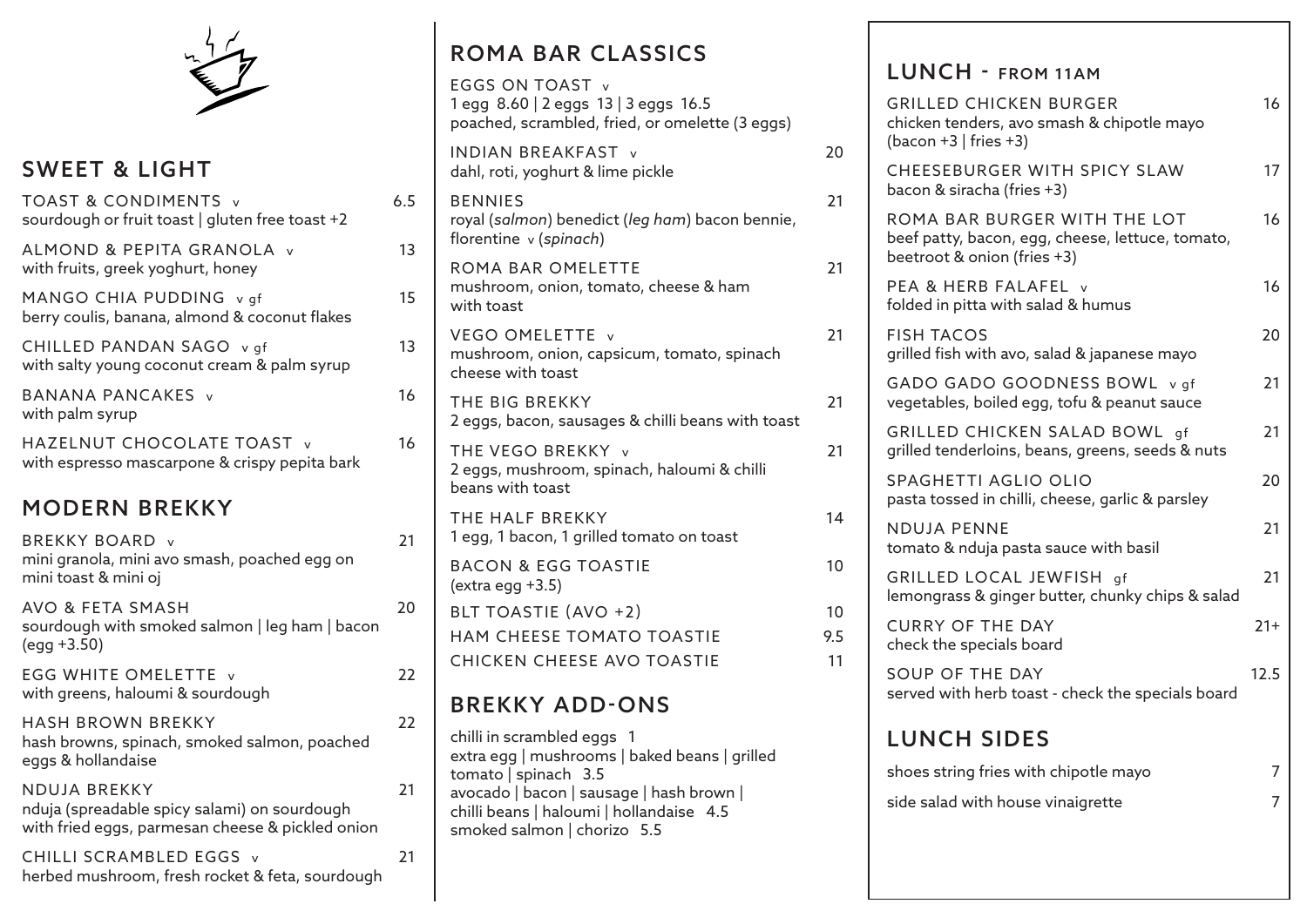## SWEET & LIGHT

**TOAST & CONDIMENTS** v — 6.5
sourdough or fruit toast | gluten free toast +2

**ALMOND & PEPITA GRANOLA** v — 13
with fruits, greek yoghurt, honey

**MANGO CHIA PUDDING** v gf — 15
berry coulis, banana, almond & coconut flakes

**CHILLED PANDAN SAGO** v gf — 13
with salty young coconut cream & palm syrup

**BANANA PANCAKES** v — 16
with palm syrup

**HAZELNUT CHOCOLATE TOAST** v — 16
with espresso mascarpone & crispy pepita bark

## MODERN BREKKY

**BREKKY BOARD** v — 21
mini granola, mini avo smash, poached egg on mini toast & mini oj

**AVO & FETA SMASH** — 20
sourdough with smoked salmon | leg ham | bacon (egg +3.50)

**EGG WHITE OMELETTE** v — 22
with greens, haloumi & sourdough

**HASH BROWN BREKKY** — 22
hash browns, spinach, smoked salmon, poached eggs & hollandaise

**NDUJA BREKKY** — 21
nduja (spreadable spicy salami) on sourdough with fried eggs, parmesan cheese & pickled onion

**CHILLI SCRAMBLED EGGS** v — 21
herbed mushroom, fresh rocket & feta, sourdough

## ROMA BAR CLASSICS

**EGGS ON TOAST** v
1 egg 8.60 | 2 eggs 13 | 3 eggs 16.5
poached, scrambled, fried, or omelette (3 eggs)

**INDIAN BREAKFAST** v — 20
dahl, roti, yoghurt & lime pickle

**BENNIES** — 21
royal (*salmon*) benedict (*leg ham*) bacon bennie, florentine v (*spinach*)

**ROMA BAR OMELETTE** — 21
mushroom, onion, tomato, cheese & ham with toast

**VEGO OMELETTE** v — 21
mushroom, onion, capsicum, tomato, spinach cheese with toast

**THE BIG BREKKY** — 21
2 eggs, bacon, sausages & chilli beans with toast

**THE VEGO BREKKY** v — 21
2 eggs, mushroom, spinach, haloumi & chilli beans with toast

**THE HALF BREKKY** — 14
1 egg, 1 bacon, 1 grilled tomato on toast

**BACON & EGG TOASTIE** — 10
(extra egg +3.5)

**BLT TOASTIE (AVO +2)** — 10

**HAM CHEESE TOMATO TOASTIE** — 9.5

**CHICKEN CHEESE AVO TOASTIE** — 11

## BREKKY ADD-ONS

chilli in scrambled eggs 1
extra egg | mushrooms | baked beans | grilled tomato | spinach 3.5
avocado | bacon | sausage | hash brown | chilli beans | haloumi | hollandaise 4.5
smoked salmon | chorizo 5.5

## LUNCH - FROM 11AM

**GRILLED CHICKEN BURGER** — 16
chicken tenders, avo smash & chipotle mayo (bacon +3 | fries +3)

**CHEESEBURGER WITH SPICY SLAW** — 17
bacon & siracha (fries +3)

**ROMA BAR BURGER WITH THE LOT** — 16
beef patty, bacon, egg, cheese, lettuce, tomato, beetroot & onion (fries +3)

**PEA & HERB FALAFEL** v — 16
folded in pitta with salad & humus

**FISH TACOS** — 20
grilled fish with avo, salad & japanese mayo

**GADO GADO GOODNESS BOWL** v gf — 21
vegetables, boiled egg, tofu & peanut sauce

**GRILLED CHICKEN SALAD BOWL** gf — 21
grilled tenderloins, beans, greens, seeds & nuts

**SPAGHETTI AGLIO OLIO** — 20
pasta tossed in chilli, cheese, garlic & parsley

**NDUJA PENNE** — 21
tomato & nduja pasta sauce with basil

**GRILLED LOCAL JEWFISH** gf — 21
lemongrass & ginger butter, chunky chips & salad

**CURRY OF THE DAY** — 21+
check the specials board

**SOUP OF THE DAY** — 12.5
served with herb toast - check the specials board

## LUNCH SIDES

shoes string fries with chipotle mayo — 7

side salad with house vinaigrette — 7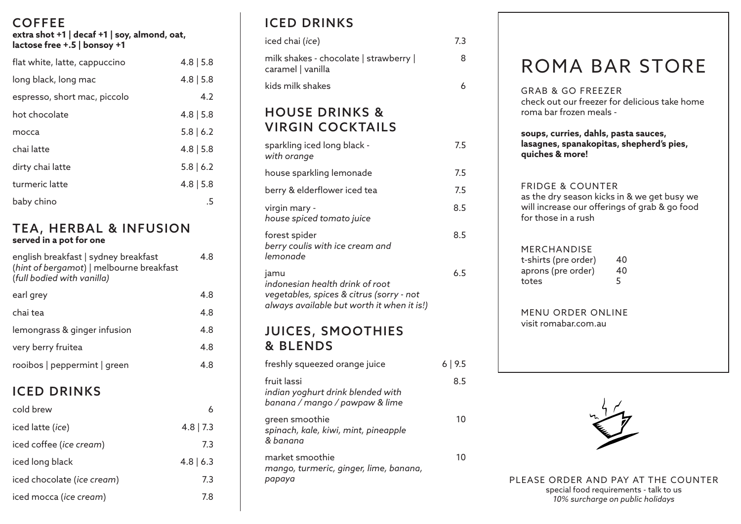## COFFEE

**extra shot +1 | decaf +1 | soy, almond, oat, lactose free +.5 | bonsoy +1**

| | |
|---|---|
| flat white, latte, cappuccino | 4.8 \| 5.8 |
| long black, long mac | 4.8 \| 5.8 |
| espresso, short mac, piccolo | 4.2 |
| hot chocolate | 4.8 \| 5.8 |
| mocca | 5.8 \| 6.2 |
| chai latte | 4.8 \| 5.8 |
| dirty chai latte | 5.8 \| 6.2 |
| turmeric latte | 4.8 \| 5.8 |
| baby chino | .5 |

## TEA, HERBAL & INFUSION

**served in a pot for one**

| | |
|---|---|
| english breakfast \| sydney breakfast (*hint of bergamot*) \| melbourne breakfast (*full bodied with vanilla)* | 4.8 |
| earl grey | 4.8 |
| chai tea | 4.8 |
| lemongrass & ginger infusion | 4.8 |
| very berry fruitea | 4.8 |
| rooibos \| peppermint \| green | 4.8 |

## ICED DRINKS

| | |
|---|---|
| cold brew | 6 |
| iced latte (*ice*) | 4.8 \| 7.3 |
| iced coffee (*ice cream*) | 7.3 |
| iced long black | 4.8 \| 6.3 |
| iced chocolate (*ice cream*) | 7.3 |
| iced mocca (*ice cream*) | 7.8 |

## ICED DRINKS

| | |
|---|---|
| iced chai (*ice*) | 7.3 |
| milk shakes - chocolate \| strawberry \| caramel \| vanilla | 8 |
| kids milk shakes | 6 |

## HOUSE DRINKS & VIRGIN COCKTAILS

| | |
|---|---|
| sparkling iced long black - *with orange* | 7.5 |
| house sparkling lemonade | 7.5 |
| berry & elderflower iced tea | 7.5 |
| virgin mary - *house spiced tomato juice* | 8.5 |
| forest spider *berry coulis with ice cream and lemonade* | 8.5 |
| jamu *indonesian health drink of root vegetables, spices & citrus (sorry - not always available but worth it when it is!)* | 6.5 |

## JUICES, SMOOTHIES & BLENDS

| | |
|---|---|
| freshly squeezed orange juice | 6 \| 9.5 |
| fruit lassi *indian yoghurt drink blended with banana / mango / pawpaw & lime* | 8.5 |
| green smoothie *spinach, kale, kiwi, mint, pineapple & banana* | 10 |
| market smoothie *mango, turmeric, ginger, lime, banana, papaya* | 10 |

# ROMA BAR STORE

GRAB & GO FREEZER

check out our freezer for delicious take home roma bar frozen meals -

**soups, curries, dahls, pasta sauces, lasagnes, spanakopitas, shepherd's pies, quiches & more!**

FRIDGE & COUNTER

as the dry season kicks in & we get busy we will increase our offerings of grab & go food for those in a rush

MERCHANDISE

| | |
|---|---|
| t-shirts (pre order) | 40 |
| aprons (pre order) | 40 |
| totes | 5 |

MENU ORDER ONLINE

visit romabar.com.au

PLEASE ORDER AND PAY AT THE COUNTER

special food requirements - talk to us

*10% surcharge on public holidays*